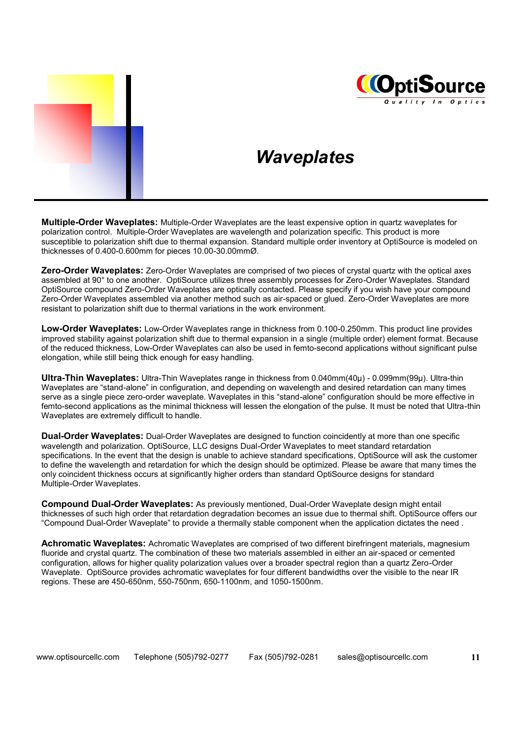# Waveplates

**Multiple-Order Waveplates:** Multiple-Order Waveplates are the least expensive option in quartz waveplates for polarization control. Multiple-Order Waveplates are wavelength and polarization specific. This product is more susceptible to polarization shift due to thermal expansion. Standard multiple order inventory at OptiSource is modeled on thicknesses of 0.400-0.600mm for pieces 10.00-30.00mmØ.

**Zero-Order Waveplates:** Zero-Order Waveplates are comprised of two pieces of crystal quartz with the optical axes assembled at 90° to one another. OptiSource utilizes three assembly processes for Zero-Order Waveplates. Standard OptiSource compound Zero-Order Waveplates are optically contacted. Please specify if you wish have your compound Zero-Order Waveplates assembled via another method such as air-spaced or glued. Zero-Order Waveplates are more resistant to polarization shift due to thermal variations in the work environment.

**Low-Order Waveplates:** Low-Order Waveplates range in thickness from 0.100-0.250mm. This product line provides improved stability against polarization shift due to thermal expansion in a single (multiple order) element format. Because of the reduced thickness, Low-Order Waveplates can also be used in femto-second applications without significant pulse elongation, while still being thick enough for easy handling.

**Ultra-Thin Waveplates:** Ultra-Thin Waveplates range in thickness from 0.040mm(40µ) - 0.099mm(99µ). Ultra-thin Waveplates are "stand-alone" in configuration, and depending on wavelength and desired retardation can many times serve as a single piece zero-order waveplate. Waveplates in this "stand-alone" configuration should be more effective in femto-second applications as the minimal thickness will lessen the elongation of the pulse. It must be noted that Ultra-thin Waveplates are extremely difficult to handle.

**Dual-Order Waveplates:** Dual-Order Waveplates are designed to function coincidently at more than one specific wavelength and polarization. OptiSource, LLC designs Dual-Order Waveplates to meet standard retardation specifications. In the event that the design is unable to achieve standard specifications, OptiSource will ask the customer to define the wavelength and retardation for which the design should be optimized. Please be aware that many times the only coincident thickness occurs at significantly higher orders than standard OptiSource designs for standard Multiple-Order Waveplates.

**Compound Dual-Order Waveplates:** As previously mentioned, Dual-Order Waveplate design might entail thicknesses of such high order that retardation degradation becomes an issue due to thermal shift. OptiSource offers our "Compound Dual-Order Waveplate" to provide a thermally stable component when the application dictates the need .

**Achromatic Waveplates:** Achromatic Waveplates are comprised of two different birefringent materials, magnesium fluoride and crystal quartz. The combination of these two materials assembled in either an air-spaced or cemented configuration, allows for higher quality polarization values over a broader spectral region than a quartz Zero-Order Waveplate. OptiSource provides achromatic waveplates for four different bandwidths over the visible to the near IR regions. These are 450-650nm, 550-750nm, 650-1100nm, and 1050-1500nm.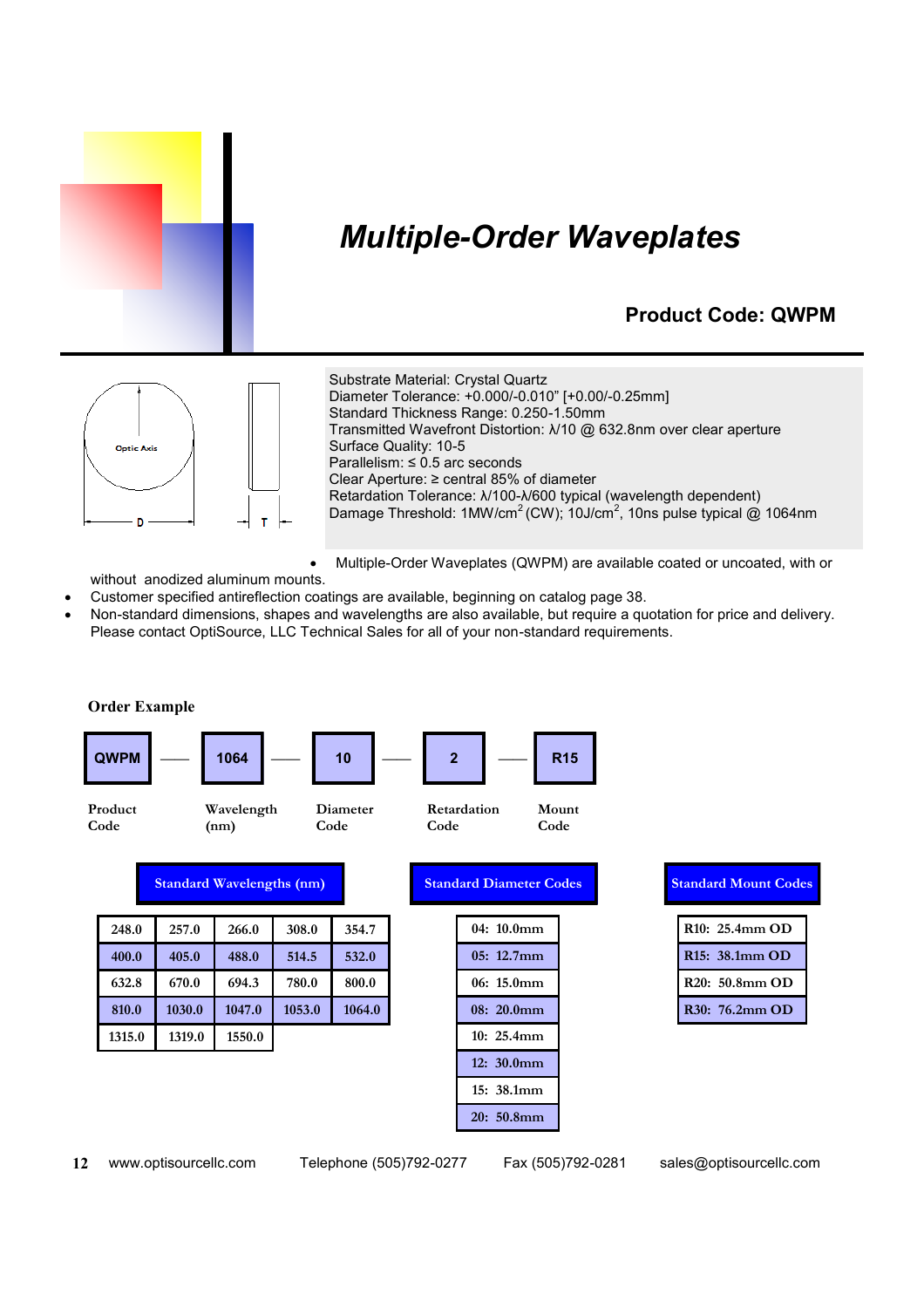# Multiple-Order Waveplates

## Product Code: QWPM

Optic Axis

D T

Substrate Material: Crystal Quartz
Diameter Tolerance: +0.000/-0.010" [+0.00/-0.25mm]
Standard Thickness Range: 0.250-1.50mm
Transmitted Wavefront Distortion: λ/10 @ 632.8nm over clear aperture
Surface Quality: 10-5
Parallelism: ≤ 0.5 arc seconds
Clear Aperture: ≥ central 85% of diameter
Retardation Tolerance: λ/100-λ/600 typical (wavelength dependent)
Damage Threshold: 1MW/cm$^2$ (CW); 10J/cm$^2$, 10ns pulse typical @ 1064nm

- Multiple-Order Waveplates (QWPM) are available coated or uncoated, with or without anodized aluminum mounts.
- Customer specified antireflection coatings are available, beginning on catalog page 38.
- Non-standard dimensions, shapes and wavelengths are also available, but require a quotation for price and delivery. Please contact OptiSource, LLC Technical Sales for all of your non-standard requirements.

**Order Example**

| QWPM | — | 1064 | — | 10 | — | 2 | — | R15 |
|---|---|---|---|---|---|---|---|---|
| Product Code | | Wavelength (nm) | | Diameter Code | | Retardation Code | | Mount Code |

**Standard Wavelengths (nm)**

| | | | | |
|---|---|---|---|---|
| 248.0 | 257.0 | 266.0 | 308.0 | 354.7 |
| 400.0 | 405.0 | 488.0 | 514.5 | 532.0 |
| 632.8 | 670.0 | 694.3 | 780.0 | 800.0 |
| 810.0 | 1030.0 | 1047.0 | 1053.0 | 1064.0 |
| 1315.0 | 1319.0 | 1550.0 | | |

| Standard Diameter Codes |
|---|
| 04: 10.0mm |
| 05: 12.7mm |
| 06: 15.0mm |
| 08: 20.0mm |
| 10: 25.4mm |
| 12: 30.0mm |
| 15: 38.1mm |
| 20: 50.8mm |

| Standard Mount Codes |
|---|
| R10: 25.4mm OD |
| R15: 38.1mm OD |
| R20: 50.8mm OD |
| R30: 76.2mm OD |

www.optisourcellc.com Telephone (505)792-0277 Fax (505)792-0281 sales@optisourcellc.com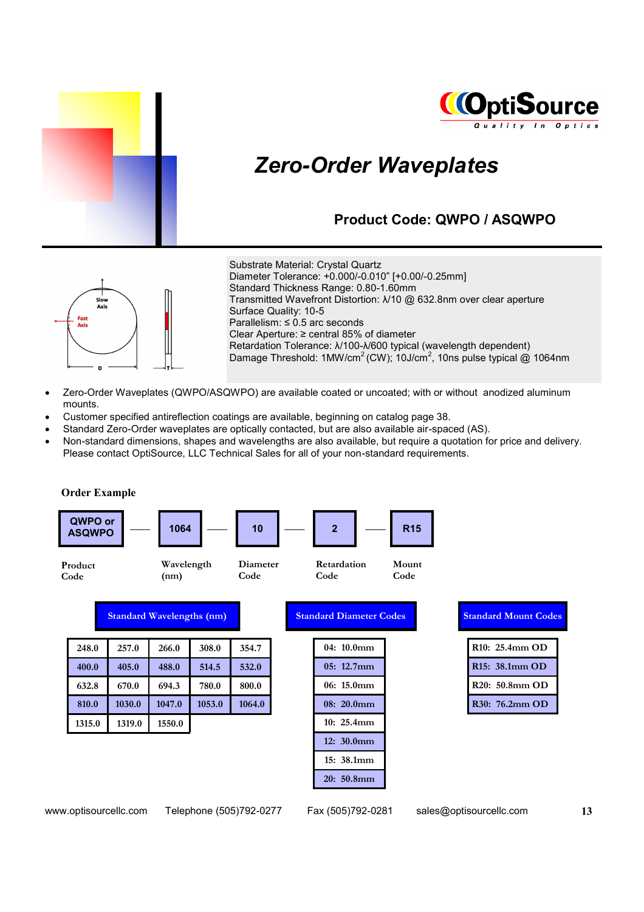# Zero-Order Waveplates

## Product Code: QWPO / ASQWPO

Substrate Material: Crystal Quartz
Diameter Tolerance: +0.000/-0.010” [+0.00/-0.25mm]
Standard Thickness Range: 0.80-1.60mm
Transmitted Wavefront Distortion: λ/10 @ 632.8nm over clear aperture
Surface Quality: 10-5
Parallelism: ≤ 0.5 arc seconds
Clear Aperture: ≥ central 85% of diameter
Retardation Tolerance: λ/100-λ/600 typical (wavelength dependent)
Damage Threshold: 1MW/cm$^2$ (CW); 10J/cm$^2$, 10ns pulse typical @ 1064nm

- Zero-Order Waveplates (QWPO/ASQWPO) are available coated or uncoated; with or without anodized aluminum mounts.
- Customer specified antireflection coatings are available, beginning on catalog page 38.
- Standard Zero-Order waveplates are optically contacted, but are also available air-spaced (AS).
- Non-standard dimensions, shapes and wavelengths are also available, but require a quotation for price and delivery. Please contact OptiSource, LLC Technical Sales for all of your non-standard requirements.

### Order Example

| QWPO or ASQWPO | 1064 | 10 | 2 | R15 |
|---|---|---|---|---|
| Product Code | Wavelength (nm) | Diameter Code | Retardation Code | Mount Code |

**Standard Wavelengths (nm)**

| | | | | |
|---|---|---|---|---|
| 248.0 | 257.0 | 266.0 | 308.0 | 354.7 |
| 400.0 | 405.0 | 488.0 | 514.5 | 532.0 |
| 632.8 | 670.0 | 694.3 | 780.0 | 800.0 |
| 810.0 | 1030.0 | 1047.0 | 1053.0 | 1064.0 |
| 1315.0 | 1319.0 | 1550.0 | | |

**Standard Diameter Codes**

| Standard Diameter Codes |
|---|
| 04: 10.0mm |
| 05: 12.7mm |
| 06: 15.0mm |
| 08: 20.0mm |
| 10: 25.4mm |
| 12: 30.0mm |
| 15: 38.1mm |
| 20: 50.8mm |

**Standard Mount Codes**

| Standard Mount Codes |
|---|
| R10: 25.4mm OD |
| R15: 38.1mm OD |
| R20: 50.8mm OD |
| R30: 76.2mm OD |

www.optisourcellc.com Telephone (505)792-0277 Fax (505)792-0281 sales@optisourcellc.com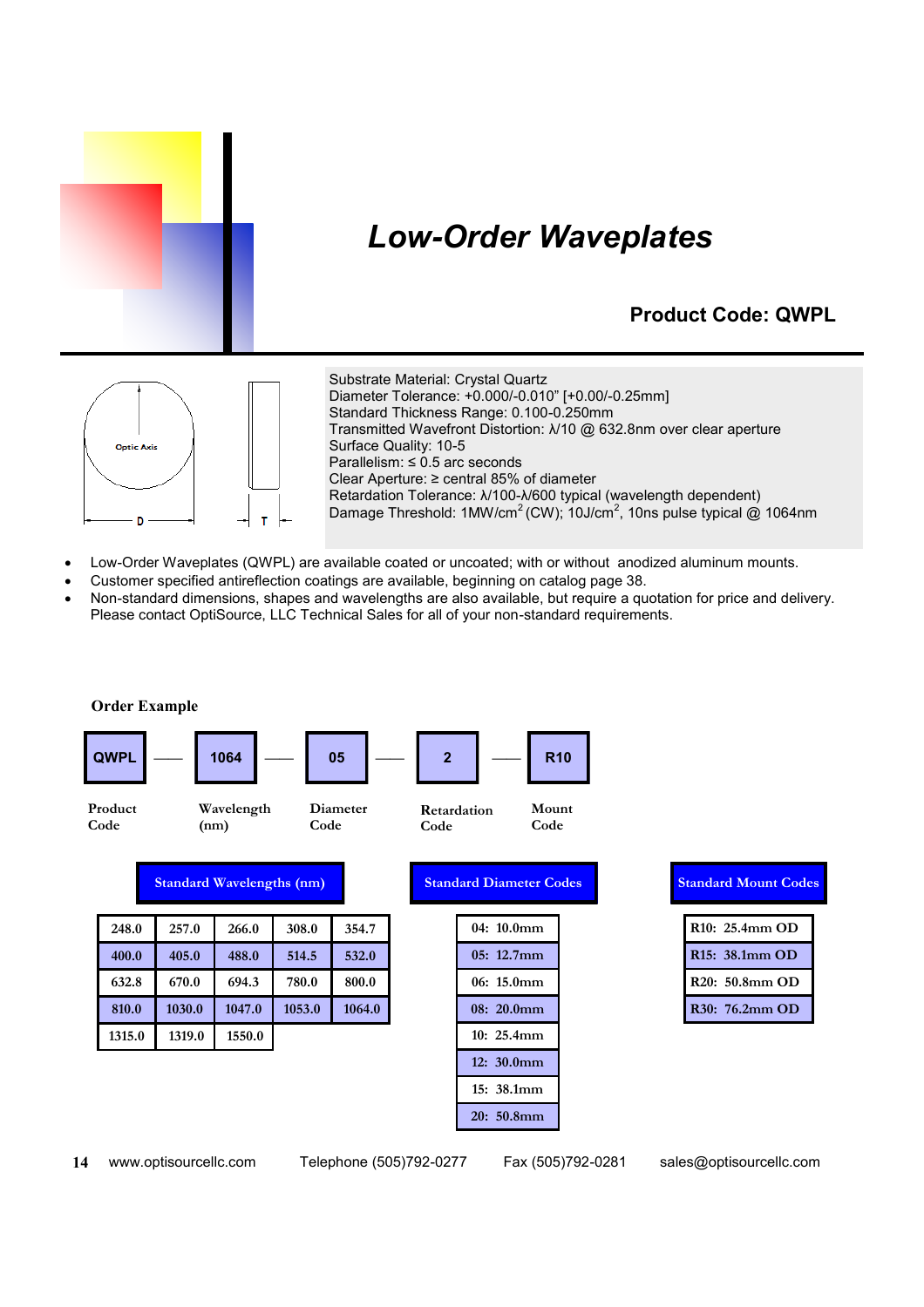# Low-Order Waveplates

## Product Code: QWPL

Optic Axis

D

T

Substrate Material: Crystal Quartz
Diameter Tolerance: +0.000/-0.010" [+0.00/-0.25mm]
Standard Thickness Range: 0.100-0.250mm
Transmitted Wavefront Distortion: λ/10 @ 632.8nm over clear aperture
Surface Quality: 10-5
Parallelism: ≤ 0.5 arc seconds
Clear Aperture: ≥ central 85% of diameter
Retardation Tolerance: λ/100-λ/600 typical (wavelength dependent)
Damage Threshold: 1MW/cm$^2$ (CW); 10J/cm$^2$, 10ns pulse typical @ 1064nm

- Low-Order Waveplates (QWPL) are available coated or uncoated; with or without anodized aluminum mounts.
- Customer specified antireflection coatings are available, beginning on catalog page 38.
- Non-standard dimensions, shapes and wavelengths are also available, but require a quotation for price and delivery. Please contact OptiSource, LLC Technical Sales for all of your non-standard requirements.

**Order Example**

| QWPL | — | 1064 | — | 05 | — | 2 | — | R10 |
|---|---|---|---|---|---|---|---|---|
| Product Code | | Wavelength (nm) | | Diameter Code | | Retardation Code | | Mount Code |

**Standard Wavelengths (nm)**

| | | | | |
|---|---|---|---|---|
| 248.0 | 257.0 | 266.0 | 308.0 | 354.7 |
| 400.0 | 405.0 | 488.0 | 514.5 | 532.0 |
| 632.8 | 670.0 | 694.3 | 780.0 | 800.0 |
| 810.0 | 1030.0 | 1047.0 | 1053.0 | 1064.0 |
| 1315.0 | 1319.0 | 1550.0 | | |

**Standard Diameter Codes**

| Standard Diameter Codes |
|---|
| 04: 10.0mm |
| 05: 12.7mm |
| 06: 15.0mm |
| 08: 20.0mm |
| 10: 25.4mm |
| 12: 30.0mm |
| 15: 38.1mm |
| 20: 50.8mm |

**Standard Mount Codes**

| Standard Mount Codes |
|---|
| R10: 25.4mm OD |
| R15: 38.1mm OD |
| R20: 50.8mm OD |
| R30: 76.2mm OD |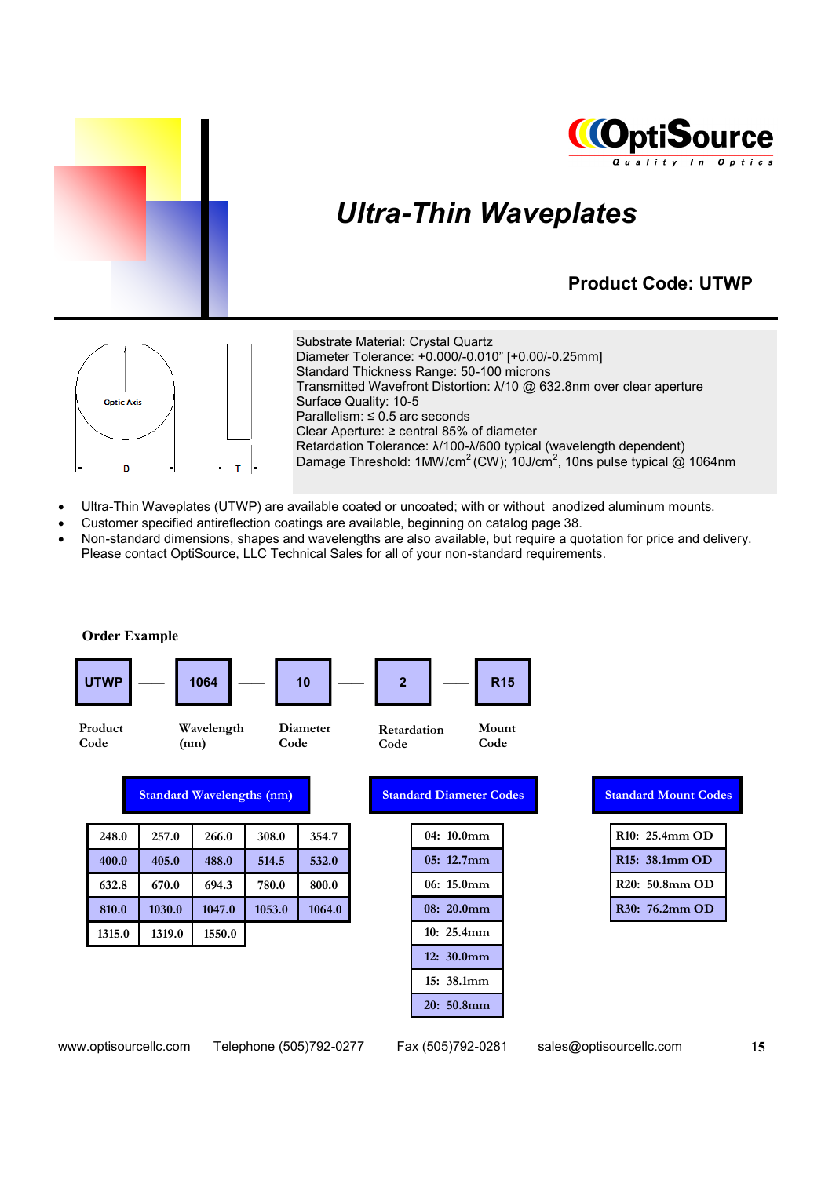# Ultra-Thin Waveplates

**Product Code: UTWP**

Optic Axis

D T

Substrate Material: Crystal Quartz
Diameter Tolerance: +0.000/-0.010" [+0.00/-0.25mm]
Standard Thickness Range: 50-100 microns
Transmitted Wavefront Distortion: λ/10 @ 632.8nm over clear aperture
Surface Quality: 10-5
Parallelism: ≤ 0.5 arc seconds
Clear Aperture: ≥ central 85% of diameter
Retardation Tolerance: λ/100-λ/600 typical (wavelength dependent)
Damage Threshold: 1MW/cm$^2$ (CW); 10J/cm$^2$, 10ns pulse typical @ 1064nm

- Ultra-Thin Waveplates (UTWP) are available coated or uncoated; with or without anodized aluminum mounts.
- Customer specified antireflection coatings are available, beginning on catalog page 38.
- Non-standard dimensions, shapes and wavelengths are also available, but require a quotation for price and delivery. Please contact OptiSource, LLC Technical Sales for all of your non-standard requirements.

**Order Example**

| UTWP | — | 1064 | — | 10 | — | 2 | — | R15 |
|---|---|---|---|---|---|---|---|---|
| Product Code | | Wavelength (nm) | | Diameter Code | | Retardation Code | | Mount Code |

**Standard Wavelengths (nm)**

| | | | | |
|---|---|---|---|---|
| 248.0 | 257.0 | 266.0 | 308.0 | 354.7 |
| 400.0 | 405.0 | 488.0 | 514.5 | 532.0 |
| 632.8 | 670.0 | 694.3 | 780.0 | 800.0 |
| 810.0 | 1030.0 | 1047.0 | 1053.0 | 1064.0 |
| 1315.0 | 1319.0 | 1550.0 | | |

**Standard Diameter Codes**

| |
|---|
| 04: 10.0mm |
| 05: 12.7mm |
| 06: 15.0mm |
| 08: 20.0mm |
| 10: 25.4mm |
| 12: 30.0mm |
| 15: 38.1mm |
| 20: 50.8mm |

**Standard Mount Codes**

| |
|---|
| R10: 25.4mm OD |
| R15: 38.1mm OD |
| R20: 50.8mm OD |
| R30: 76.2mm OD |

www.optisourcellc.com Telephone (505)792-0277 Fax (505)792-0281 sales@optisourcellc.com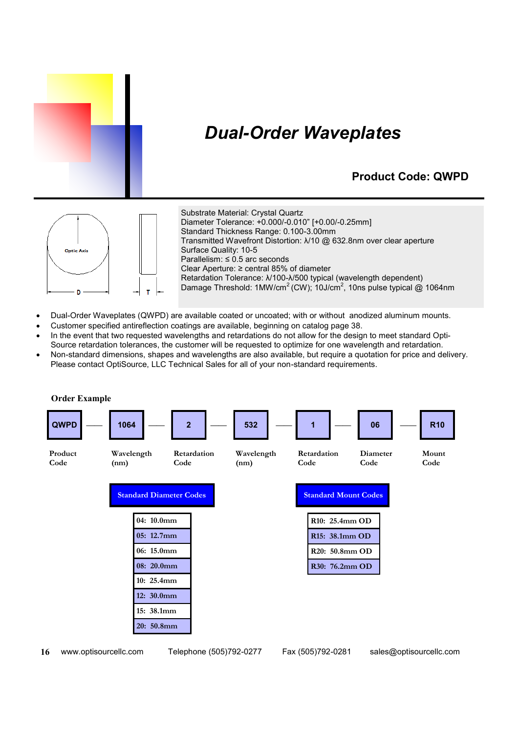# *Dual-Order Waveplates*

## Product Code: QWPD

Optic Axis

D

T

Substrate Material: Crystal Quartz
Diameter Tolerance: +0.000/-0.010” [+0.00/-0.25mm]
Standard Thickness Range: 0.100-3.00mm
Transmitted Wavefront Distortion: λ/10 @ 632.8nm over clear aperture
Surface Quality: 10-5
Parallelism: ≤ 0.5 arc seconds
Clear Aperture: ≥ central 85% of diameter
Retardation Tolerance: λ/100-λ/500 typical (wavelength dependent)
Damage Threshold: 1MW/cm$^2$ (CW); 10J/cm$^2$, 10ns pulse typical @ 1064nm

- Dual-Order Waveplates (QWPD) are available coated or uncoated; with or without anodized aluminum mounts.
- Customer specified antireflection coatings are available, beginning on catalog page 38.
- In the event that two requested wavelengths and retardations do not allow for the design to meet standard Opti-Source retardation tolerances, the customer will be requested to optimize for one wavelength and retardation.
- Non-standard dimensions, shapes and wavelengths are also available, but require a quotation for price and delivery. Please contact OptiSource, LLC Technical Sales for all of your non-standard requirements.

**Order Example**

| QWPD | 1064 | 2 | 532 | 1 | 06 | R10 |
|---|---|---|---|---|---|---|
| Product Code | Wavelength (nm) | Retardation Code | Wavelength (nm) | Retardation Code | Diameter Code | Mount Code |

| Standard Diameter Codes |
|---|
| 04: 10.0mm |
| 05: 12.7mm |
| 06: 15.0mm |
| 08: 20.0mm |
| 10: 25.4mm |
| 12: 30.0mm |
| 15: 38.1mm |
| 20: 50.8mm |

| Standard Mount Codes |
|---|
| R10: 25.4mm OD |
| R15: 38.1mm OD |
| R20: 50.8mm OD |
| R30: 76.2mm OD |

www.optisourcellc.com Telephone (505)792-0277 Fax (505)792-0281 sales@optisourcellc.com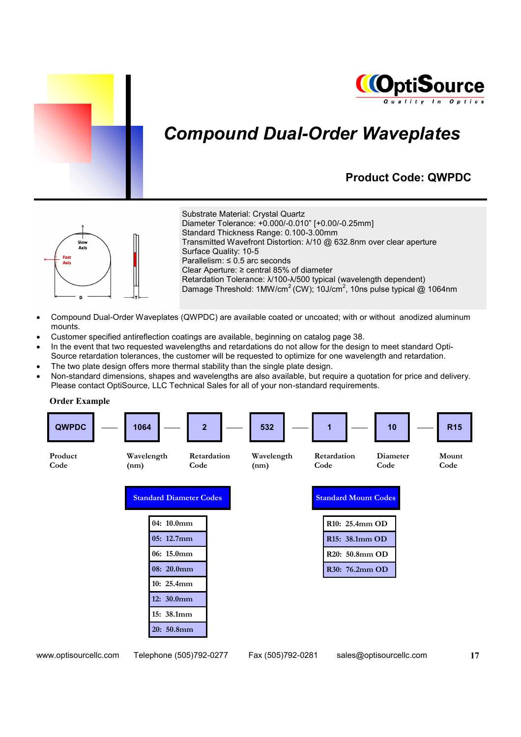OptiSource
Quality In Optics

# Compound Dual-Order Waveplates

## Product Code: QWPDC

Substrate Material: Crystal Quartz
Diameter Tolerance: +0.000/-0.010" [+0.00/-0.25mm]
Standard Thickness Range: 0.100-3.00mm
Transmitted Wavefront Distortion: λ/10 @ 632.8nm over clear aperture
Surface Quality: 10-5
Parallelism: ≤ 0.5 arc seconds
Clear Aperture: ≥ central 85% of diameter
Retardation Tolerance: λ/100-λ/500 typical (wavelength dependent)
Damage Threshold: 1MW/cm$^2$ (CW); 10J/cm$^2$, 10ns pulse typical @ 1064nm

- Compound Dual-Order Waveplates (QWPDC) are available coated or uncoated; with or without anodized aluminum mounts.
- Customer specified antireflection coatings are available, beginning on catalog page 38.
- In the event that two requested wavelengths and retardations do not allow for the design to meet standard Opti-Source retardation tolerances, the customer will be requested to optimize for one wavelength and retardation.
- The two plate design offers more thermal stability than the single plate design.
- Non-standard dimensions, shapes and wavelengths are also available, but require a quotation for price and delivery. Please contact OptiSource, LLC Technical Sales for all of your non-standard requirements.

**Order Example**

| QWPDC | 1064 | 2 | 532 | 1 | 10 | R15 |
|---|---|---|---|---|---|---|
| Product Code | Wavelength (nm) | Retardation Code | Wavelength (nm) | Retardation Code | Diameter Code | Mount Code |

| Standard Diameter Codes |
|---|
| 04: 10.0mm |
| 05: 12.7mm |
| 06: 15.0mm |
| 08: 20.0mm |
| 10: 25.4mm |
| 12: 30.0mm |
| 15: 38.1mm |
| 20: 50.8mm |

| Standard Mount Codes |
|---|
| R10: 25.4mm OD |
| R15: 38.1mm OD |
| R20: 50.8mm OD |
| R30: 76.2mm OD |

www.optisourcellc.com Telephone (505)792-0277 Fax (505)792-0281 sales@optisourcellc.com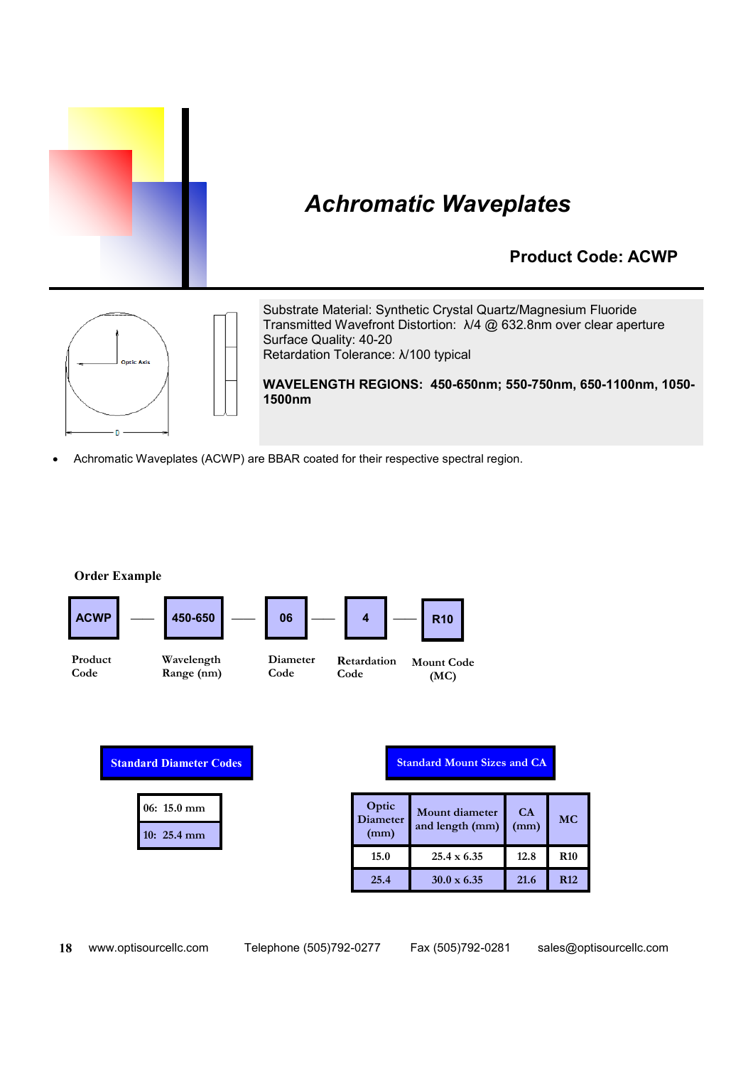# *Achromatic Waveplates*

## Product Code: ACWP

Substrate Material: Synthetic Crystal Quartz/Magnesium Fluoride
Transmitted Wavefront Distortion: λ/4 @ 632.8nm over clear aperture
Surface Quality: 40-20
Retardation Tolerance: λ/100 typical

**WAVELENGTH REGIONS: 450-650nm; 550-750nm, 650-1100nm, 1050-1500nm**

- Achromatic Waveplates (ACWP) are BBAR coated for their respective spectral region.

**Order Example**

| ACWP | — | 450-650 | — | 06 | — | 4 | — | R10 |
|---|---|---|---|---|---|---|---|---|
| Product Code | | Wavelength Range (nm) | | Diameter Code | | Retardation Code | | Mount Code (MC) |

**Standard Diameter Codes**

| Code |
|---|
| 06: 15.0 mm |
| 10: 25.4 mm |

**Standard Mount Sizes and CA**

| Optic Diameter (mm) | Mount diameter and length (mm) | CA (mm) | MC |
|---|---|---|---|
| 15.0 | 25.4 x 6.35 | 12.8 | R10 |
| 25.4 | 30.0 x 6.35 | 21.6 | R12 |

www.optisourcellc.com Telephone (505)792-0277 Fax (505)792-0281 sales@optisourcellc.com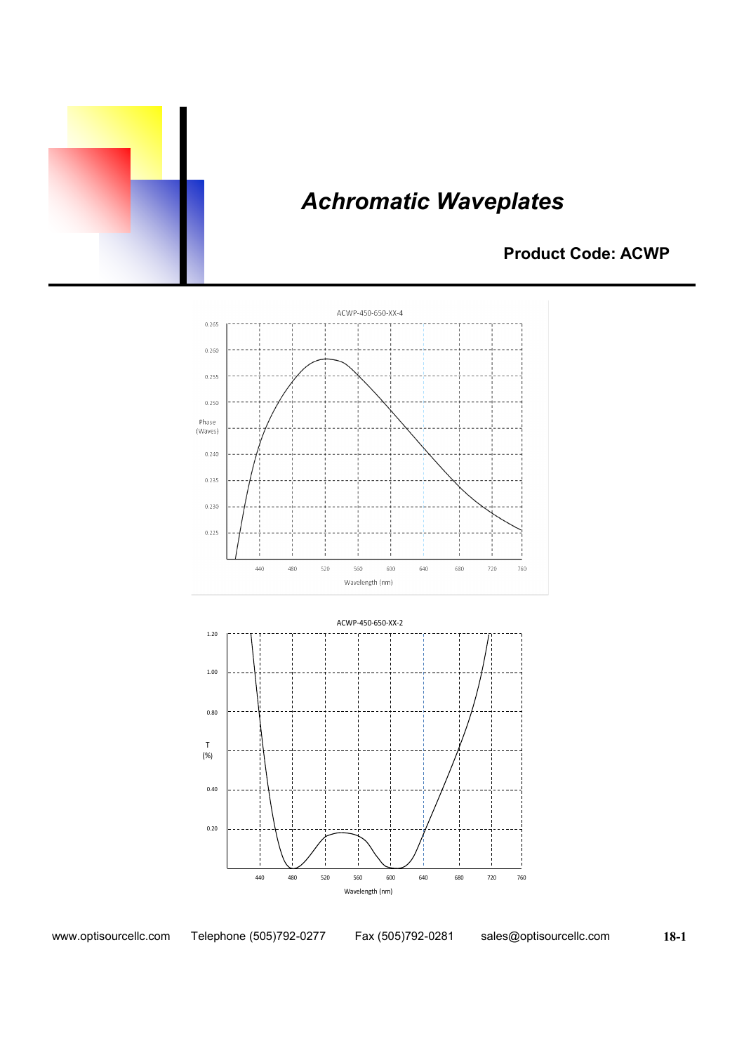# Achromatic Waveplates

**Product Code: ACWP**

ACWP-450-650-XX-4

Phase (Waves)

0.265
0.260
0.255
0.250
0.240
0.235
0.230
0.225

440 480 520 560 600 640 680 720 760

Wavelength (nm)

ACWP-450-650-XX-2

T (%)

1.20
1.00
0.80
0.40
0.20

440 480 520 560 600 640 680 720 760

Wavelength (nm)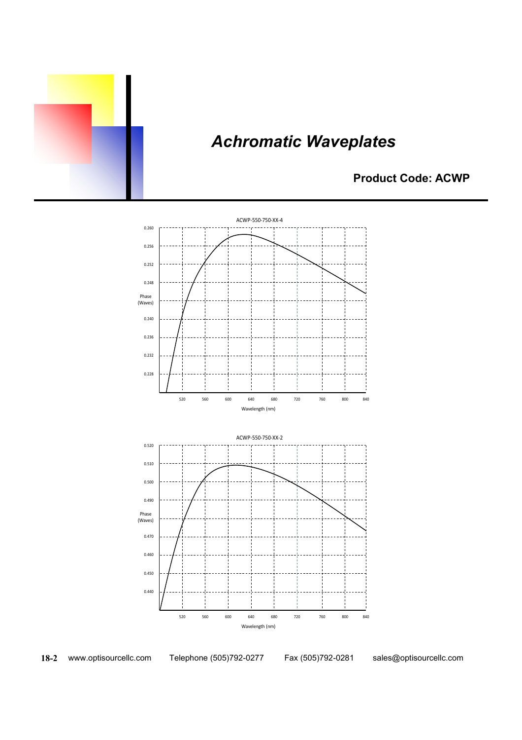# *Achromatic Waveplates*

### Product Code: ACWP

ACWP-550-750-XX-4

Phase (Waves)

0.260
0.256
0.252
0.248
0.240
0.236
0.232
0.228

520 560 600 640 680 720 760 800 840

Wavelength (nm)

ACWP-550-750-XX-2

Phase (Waves)

0.520
0.510
0.500
0.490
0.470
0.460
0.450
0.440

520 560 600 640 680 720 760 800 840

Wavelength (nm)

www.optisourcellc.com Telephone (505)792-0277 Fax (505)792-0281 sales@optisourcellc.com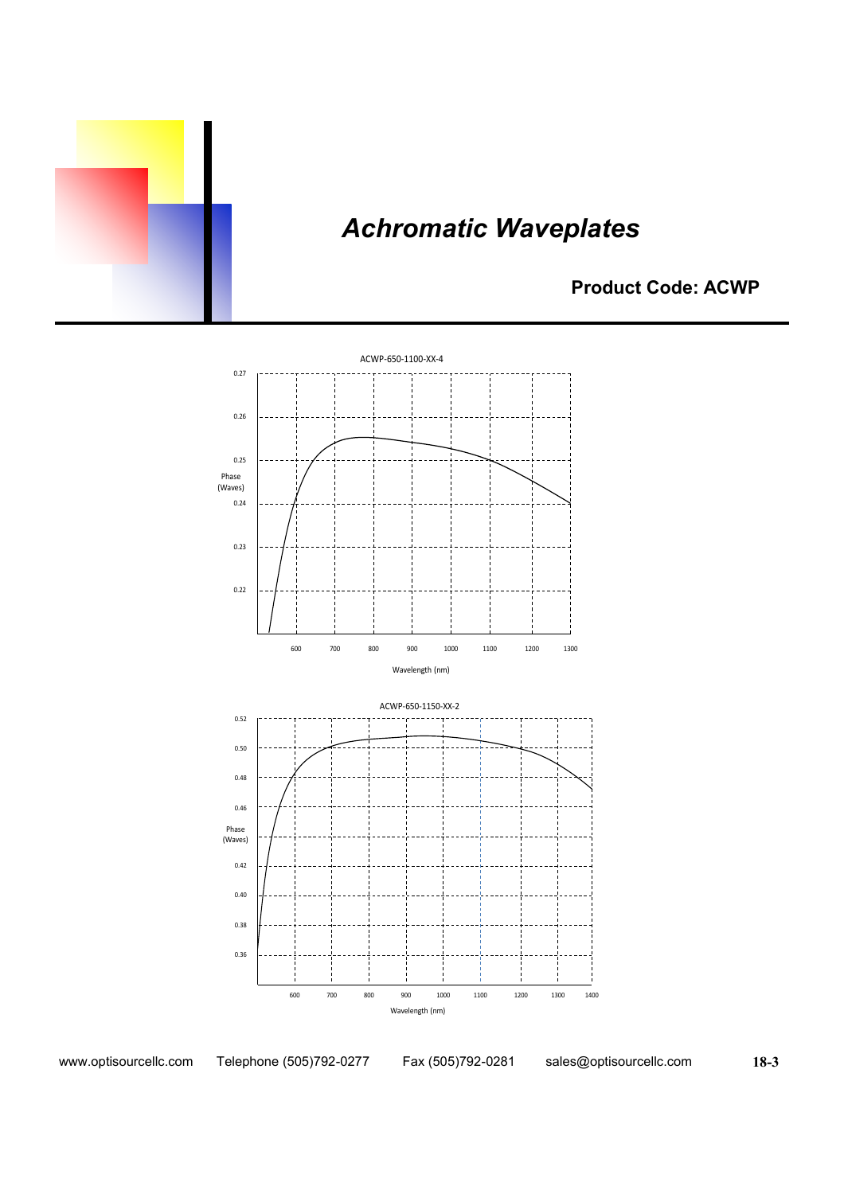# Achromatic Waveplates

## Product Code: ACWP

ACWP-650-1100-XX-4

Phase (Waves)

Wavelength (nm)

ACWP-650-1150-XX-2

Phase (Waves)

Wavelength (nm)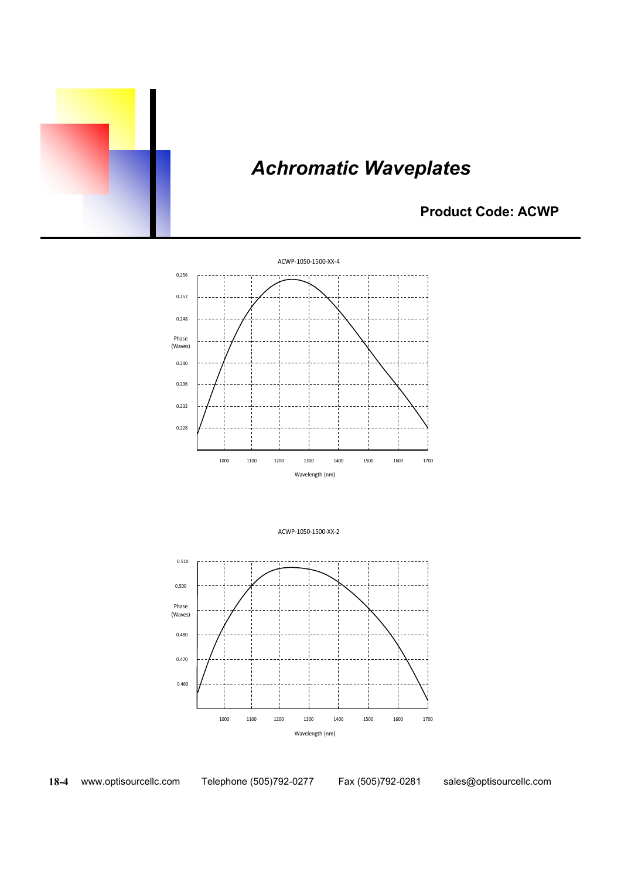# Achromatic Waveplates

**Product Code: ACWP**

ACWP-1050-1500-XX-4

0.256
0.252
0.248
Phase (Waves)
0.240
0.236
0.232
0.228

1000 1100 1200 1300 1400 1500 1600 1700

Wavelength (nm)

ACWP-1050-1500-XX-2

0.510
0.500
Phase (Waves)
0.480
0.470
0.460

1000 1100 1200 1300 1400 1500 1600 1700

Wavelength (nm)

www.optisourcellc.com Telephone (505)792-0277 Fax (505)792-0281 sales@optisourcellc.com